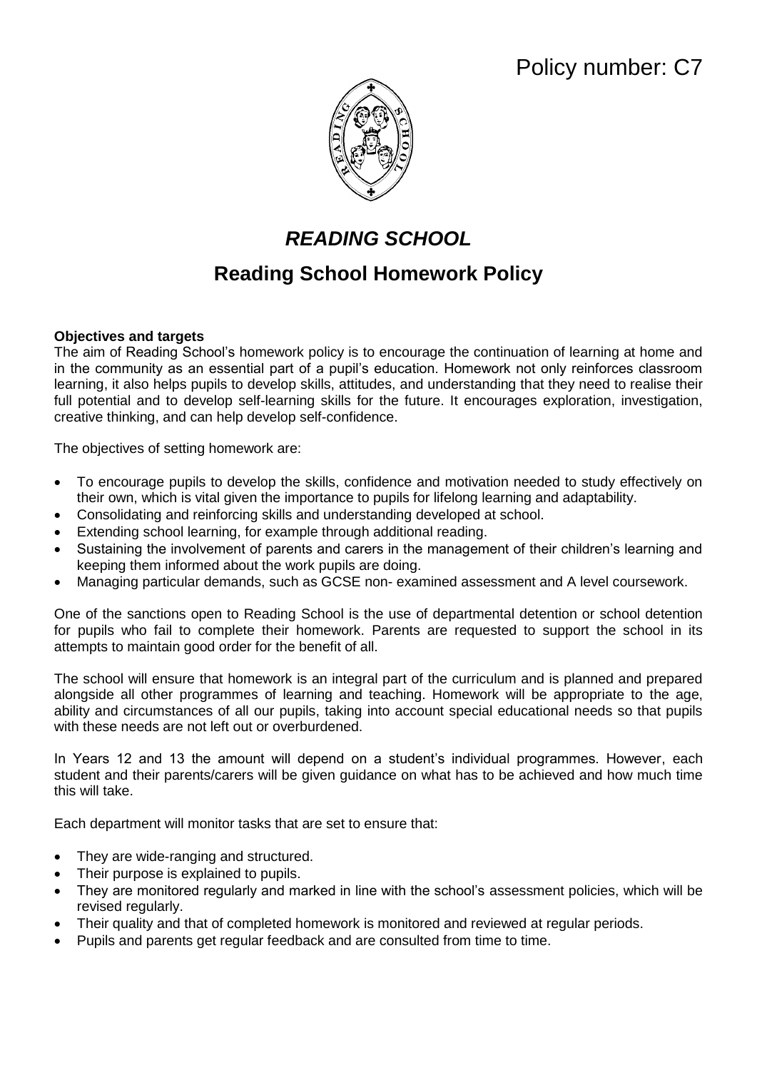Policy number: C7

# *READING SCHOOL*

## Reading School Homework Policy

**Objectives and targets**

The aim of Reading School's homework policy is to encourage the continuation of learning at home and in the community as an essential part of a pupil's education. Homework not only reinforces classroom learning, it also helps pupils to develop skills, attitudes, and understanding that they need to realise their full potential and to develop self-learning skills for the future. It encourages exploration, investigation, creative thinking, and can help develop self-confidence.

The objectives of setting homework are:

- To encourage pupils to develop the skills, confidence and motivation needed to study effectively on their own, which is vital given the importance to pupils for lifelong learning and adaptability.
- Consolidating and reinforcing skills and understanding developed at school.
- Extending school learning, for example through additional reading.
- Sustaining the involvement of parents and carers in the management of their children's learning and keeping them informed about the work pupils are doing.
- Managing particular demands, such as GCSE non- examined assessment and A level coursework.

One of the sanctions open to Reading School is the use of departmental detention or school detention for pupils who fail to complete their homework. Parents are requested to support the school in its attempts to maintain good order for the benefit of all.

The school will ensure that homework is an integral part of the curriculum and is planned and prepared alongside all other programmes of learning and teaching. Homework will be appropriate to the age, ability and circumstances of all our pupils, taking into account special educational needs so that pupils with these needs are not left out or overburdened.

In Years 12 and 13 the amount will depend on a student's individual programmes. However, each student and their parents/carers will be given guidance on what has to be achieved and how much time this will take.

Each department will monitor tasks that are set to ensure that:

- They are wide-ranging and structured.
- Their purpose is explained to pupils.
- They are monitored regularly and marked in line with the school's assessment policies, which will be revised regularly.
- Their quality and that of completed homework is monitored and reviewed at regular periods.
- Pupils and parents get regular feedback and are consulted from time to time.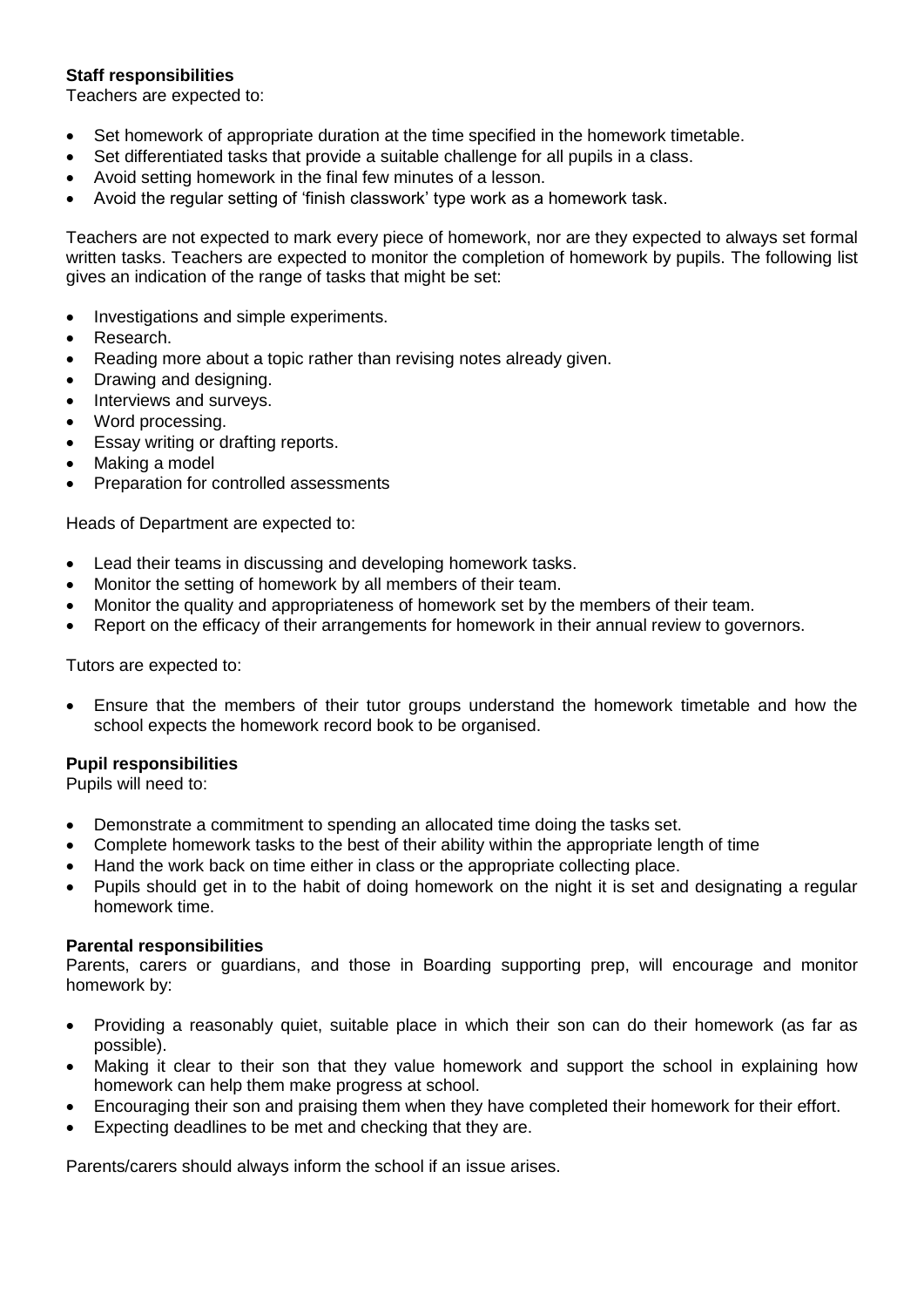**Staff responsibilities**
Teachers are expected to:

- Set homework of appropriate duration at the time specified in the homework timetable.
- Set differentiated tasks that provide a suitable challenge for all pupils in a class.
- Avoid setting homework in the final few minutes of a lesson.
- Avoid the regular setting of 'finish classwork' type work as a homework task.

Teachers are not expected to mark every piece of homework, nor are they expected to always set formal written tasks. Teachers are expected to monitor the completion of homework by pupils. The following list gives an indication of the range of tasks that might be set:

- Investigations and simple experiments.
- Research.
- Reading more about a topic rather than revising notes already given.
- Drawing and designing.
- Interviews and surveys.
- Word processing.
- Essay writing or drafting reports.
- Making a model
- Preparation for controlled assessments

Heads of Department are expected to:

- Lead their teams in discussing and developing homework tasks.
- Monitor the setting of homework by all members of their team.
- Monitor the quality and appropriateness of homework set by the members of their team.
- Report on the efficacy of their arrangements for homework in their annual review to governors.

Tutors are expected to:

- Ensure that the members of their tutor groups understand the homework timetable and how the school expects the homework record book to be organised.

**Pupil responsibilities**
Pupils will need to:

- Demonstrate a commitment to spending an allocated time doing the tasks set.
- Complete homework tasks to the best of their ability within the appropriate length of time
- Hand the work back on time either in class or the appropriate collecting place.
- Pupils should get in to the habit of doing homework on the night it is set and designating a regular homework time.

**Parental responsibilities**
Parents, carers or guardians, and those in Boarding supporting prep, will encourage and monitor homework by:

- Providing a reasonably quiet, suitable place in which their son can do their homework (as far as possible).
- Making it clear to their son that they value homework and support the school in explaining how homework can help them make progress at school.
- Encouraging their son and praising them when they have completed their homework for their effort.
- Expecting deadlines to be met and checking that they are.

Parents/carers should always inform the school if an issue arises.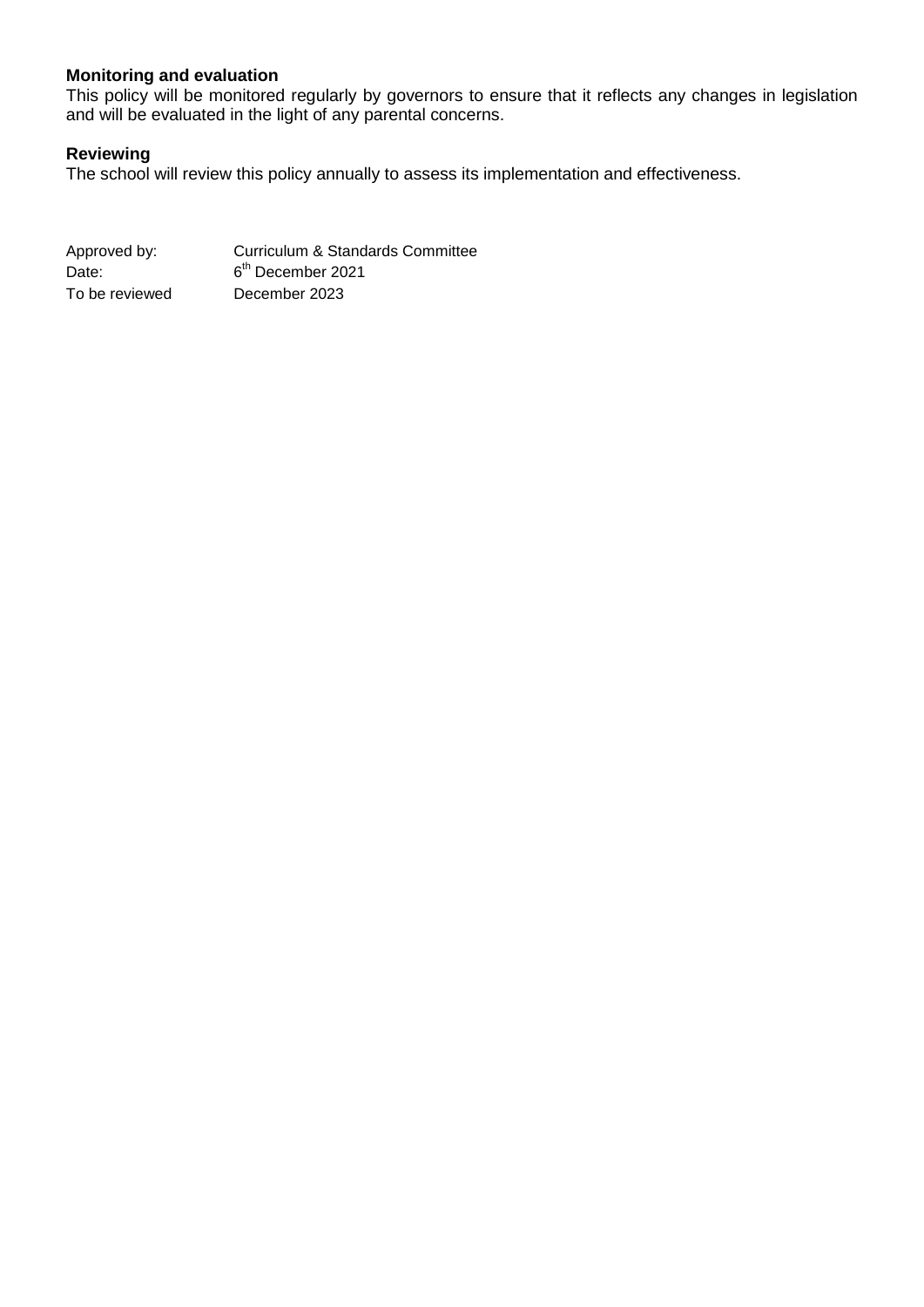**Monitoring and evaluation**
This policy will be monitored regularly by governors to ensure that it reflects any changes in legislation and will be evaluated in the light of any parental concerns.

**Reviewing**
The school will review this policy annually to assess its implementation and effectiveness.

| | |
|---|---|
| Approved by: | Curriculum & Standards Committee |
| Date: | 6th December 2021 |
| To be reviewed | December 2023 |